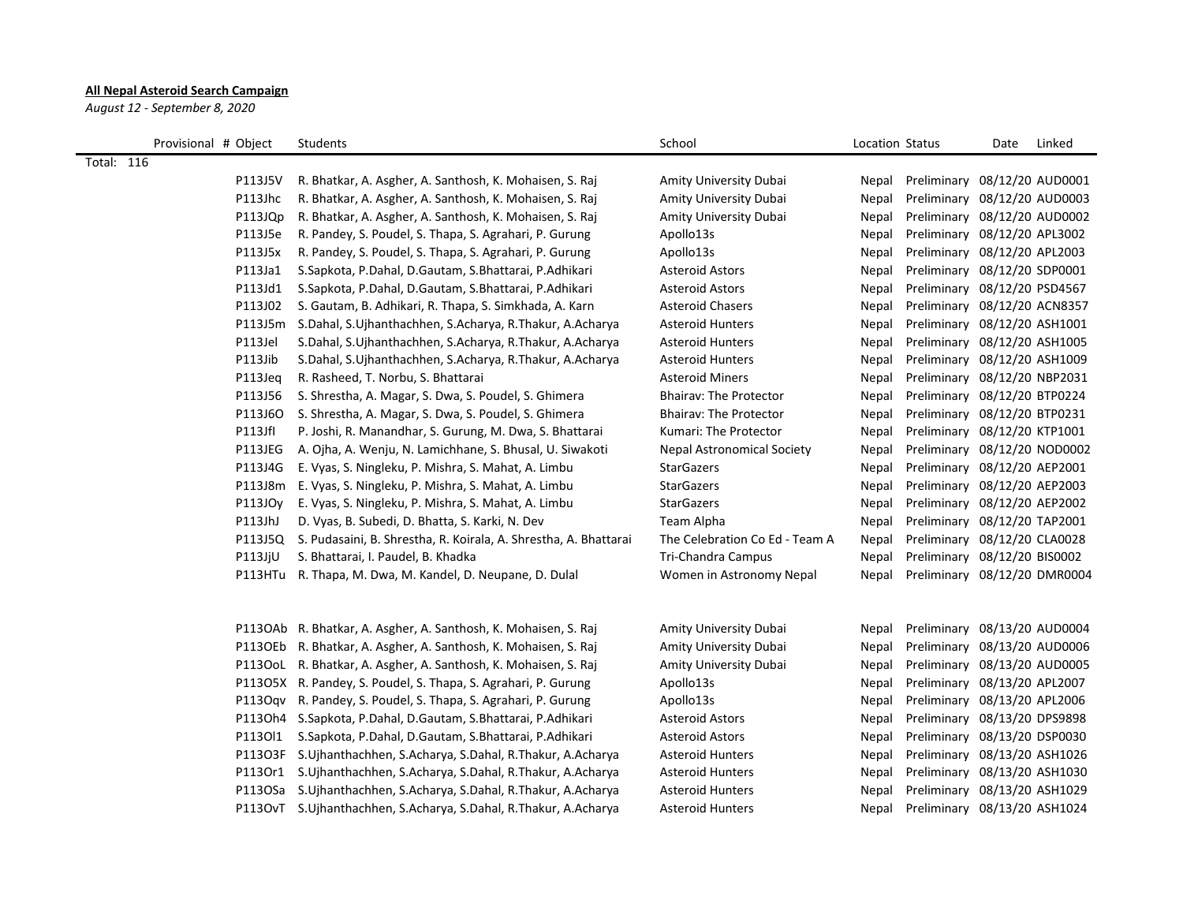**All Nepal Asteroid Search Campaign**

*August 12 - September 8, 2020*

| Provisional # | Object | Students | School | Location | Status | Date | Linked |
|---|---|---|---|---|---|---|---|
| Total: 116 | | | | | | | |
| | P113J5V | R. Bhatkar, A. Asgher, A. Santhosh, K. Mohaisen, S. Raj | Amity University Dubai | Nepal | Preliminary | 08/12/20 | AUD0001 |
| | P113Jhc | R. Bhatkar, A. Asgher, A. Santhosh, K. Mohaisen, S. Raj | Amity University Dubai | Nepal | Preliminary | 08/12/20 | AUD0003 |
| | P113JQp | R. Bhatkar, A. Asgher, A. Santhosh, K. Mohaisen, S. Raj | Amity University Dubai | Nepal | Preliminary | 08/12/20 | AUD0002 |
| | P113J5e | R. Pandey, S. Poudel, S. Thapa, S. Agrahari, P. Gurung | Apollo13s | Nepal | Preliminary | 08/12/20 | APL3002 |
| | P113J5x | R. Pandey, S. Poudel, S. Thapa, S. Agrahari, P. Gurung | Apollo13s | Nepal | Preliminary | 08/12/20 | APL2003 |
| | P113Ja1 | S.Sapkota, P.Dahal, D.Gautam, S.Bhattarai, P.Adhikari | Asteroid Astors | Nepal | Preliminary | 08/12/20 | SDP0001 |
| | P113Jd1 | S.Sapkota, P.Dahal, D.Gautam, S.Bhattarai, P.Adhikari | Asteroid Astors | Nepal | Preliminary | 08/12/20 | PSD4567 |
| | P113J02 | S. Gautam, B. Adhikari, R. Thapa, S. Simkhada, A. Karn | Asteroid Chasers | Nepal | Preliminary | 08/12/20 | ACN8357 |
| | P113J5m | S.Dahal, S.Ujhanthachhen, S.Acharya, R.Thakur, A.Acharya | Asteroid Hunters | Nepal | Preliminary | 08/12/20 | ASH1001 |
| | P113Jel | S.Dahal, S.Ujhanthachhen, S.Acharya, R.Thakur, A.Acharya | Asteroid Hunters | Nepal | Preliminary | 08/12/20 | ASH1005 |
| | P113Jib | S.Dahal, S.Ujhanthachhen, S.Acharya, R.Thakur, A.Acharya | Asteroid Hunters | Nepal | Preliminary | 08/12/20 | ASH1009 |
| | P113Jeq | R. Rasheed, T. Norbu, S. Bhattarai | Asteroid Miners | Nepal | Preliminary | 08/12/20 | NBP2031 |
| | P113J56 | S. Shrestha, A. Magar, S. Dwa, S. Poudel, S. Ghimera | Bhairav: The Protector | Nepal | Preliminary | 08/12/20 | BTP0224 |
| | P113J6O | S. Shrestha, A. Magar, S. Dwa, S. Poudel, S. Ghimera | Bhairav: The Protector | Nepal | Preliminary | 08/12/20 | BTP0231 |
| | P113Jfl | P. Joshi, R. Manandhar, S. Gurung, M. Dwa, S. Bhattarai | Kumari: The Protector | Nepal | Preliminary | 08/12/20 | KTP1001 |
| | P113JEG | A. Ojha, A. Wenju, N. Lamichhane, S. Bhusal, U. Siwakoti | Nepal Astronomical Society | Nepal | Preliminary | 08/12/20 | NOD0002 |
| | P113J4G | E. Vyas, S. Ningleku, P. Mishra, S. Mahat, A. Limbu | StarGazers | Nepal | Preliminary | 08/12/20 | AEP2001 |
| | P113J8m | E. Vyas, S. Ningleku, P. Mishra, S. Mahat, A. Limbu | StarGazers | Nepal | Preliminary | 08/12/20 | AEP2003 |
| | P113JOy | E. Vyas, S. Ningleku, P. Mishra, S. Mahat, A. Limbu | StarGazers | Nepal | Preliminary | 08/12/20 | AEP2002 |
| | P113JhJ | D. Vyas, B. Subedi, D. Bhatta, S. Karki, N. Dev | Team Alpha | Nepal | Preliminary | 08/12/20 | TAP2001 |
| | P113J5Q | S. Pudasaini, B. Shrestha, R. Koirala, A. Shrestha, A. Bhattarai | The Celebration Co Ed - Team A | Nepal | Preliminary | 08/12/20 | CLA0028 |
| | P113JjU | S. Bhattarai, I. Paudel, B. Khadka | Tri-Chandra Campus | Nepal | Preliminary | 08/12/20 | BIS0002 |
| | P113HTu | R. Thapa, M. Dwa, M. Kandel, D. Neupane, D. Dulal | Women in Astronomy Nepal | Nepal | Preliminary | 08/12/20 | DMR0004 |
| | | | | | | | |
| | P113OAb | R. Bhatkar, A. Asgher, A. Santhosh, K. Mohaisen, S. Raj | Amity University Dubai | Nepal | Preliminary | 08/13/20 | AUD0004 |
| | P113OEb | R. Bhatkar, A. Asgher, A. Santhosh, K. Mohaisen, S. Raj | Amity University Dubai | Nepal | Preliminary | 08/13/20 | AUD0006 |
| | P113OoL | R. Bhatkar, A. Asgher, A. Santhosh, K. Mohaisen, S. Raj | Amity University Dubai | Nepal | Preliminary | 08/13/20 | AUD0005 |
| | P113O5X | R. Pandey, S. Poudel, S. Thapa, S. Agrahari, P. Gurung | Apollo13s | Nepal | Preliminary | 08/13/20 | APL2007 |
| | P113Oqv | R. Pandey, S. Poudel, S. Thapa, S. Agrahari, P. Gurung | Apollo13s | Nepal | Preliminary | 08/13/20 | APL2006 |
| | P113Oh4 | S.Sapkota, P.Dahal, D.Gautam, S.Bhattarai, P.Adhikari | Asteroid Astors | Nepal | Preliminary | 08/13/20 | DPS9898 |
| | P113Ol1 | S.Sapkota, P.Dahal, D.Gautam, S.Bhattarai, P.Adhikari | Asteroid Astors | Nepal | Preliminary | 08/13/20 | DSP0030 |
| | P113O3F | S.Ujhanthachhen, S.Acharya, S.Dahal, R.Thakur, A.Acharya | Asteroid Hunters | Nepal | Preliminary | 08/13/20 | ASH1026 |
| | P113Or1 | S.Ujhanthachhen, S.Acharya, S.Dahal, R.Thakur, A.Acharya | Asteroid Hunters | Nepal | Preliminary | 08/13/20 | ASH1030 |
| | P113OSa | S.Ujhanthachhen, S.Acharya, S.Dahal, R.Thakur, A.Acharya | Asteroid Hunters | Nepal | Preliminary | 08/13/20 | ASH1029 |
| | P113OvT | S.Ujhanthachhen, S.Acharya, S.Dahal, R.Thakur, A.Acharya | Asteroid Hunters | Nepal | Preliminary | 08/13/20 | ASH1024 |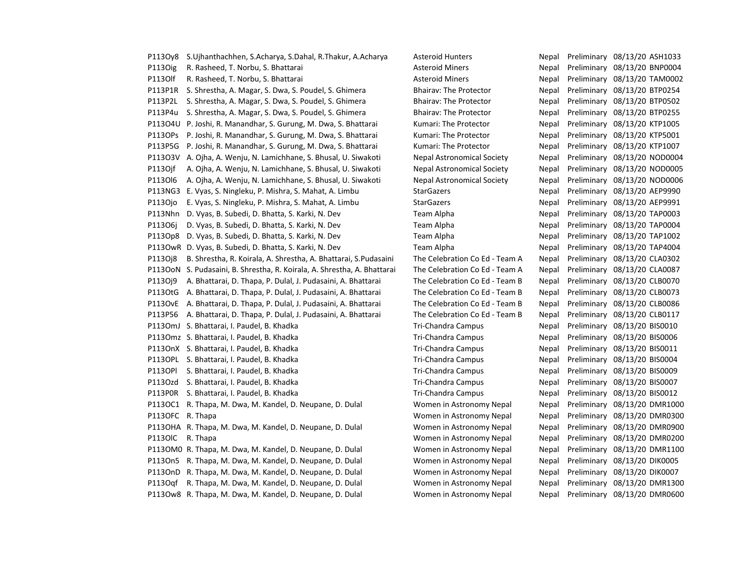| | | | | | | |
|---|---|---|---|---|---|---|
| P113Oy8 | S.Ujhanthachhen, S.Acharya, S.Dahal, R.Thakur, A.Acharya | Asteroid Hunters | Nepal | Preliminary | 08/13/20 | ASH1033 |
| P113Oig | R. Rasheed, T. Norbu, S. Bhattarai | Asteroid Miners | Nepal | Preliminary | 08/13/20 | BNP0004 |
| P113Olf | R. Rasheed, T. Norbu, S. Bhattarai | Asteroid Miners | Nepal | Preliminary | 08/13/20 | TAM0002 |
| P113P1R | S. Shrestha, A. Magar, S. Dwa, S. Poudel, S. Ghimera | Bhairav: The Protector | Nepal | Preliminary | 08/13/20 | BTP0254 |
| P113P2L | S. Shrestha, A. Magar, S. Dwa, S. Poudel, S. Ghimera | Bhairav: The Protector | Nepal | Preliminary | 08/13/20 | BTP0502 |
| P113P4u | S. Shrestha, A. Magar, S. Dwa, S. Poudel, S. Ghimera | Bhairav: The Protector | Nepal | Preliminary | 08/13/20 | BTP0255 |
| P113O4U | P. Joshi, R. Manandhar, S. Gurung, M. Dwa, S. Bhattarai | Kumari: The Protector | Nepal | Preliminary | 08/13/20 | KTP1005 |
| P113OPs | P. Joshi, R. Manandhar, S. Gurung, M. Dwa, S. Bhattarai | Kumari: The Protector | Nepal | Preliminary | 08/13/20 | KTP5001 |
| P113P5G | P. Joshi, R. Manandhar, S. Gurung, M. Dwa, S. Bhattarai | Kumari: The Protector | Nepal | Preliminary | 08/13/20 | KTP1007 |
| P113O3V | A. Ojha, A. Wenju, N. Lamichhane, S. Bhusal, U. Siwakoti | Nepal Astronomical Society | Nepal | Preliminary | 08/13/20 | NOD0004 |
| P113Ojf | A. Ojha, A. Wenju, N. Lamichhane, S. Bhusal, U. Siwakoti | Nepal Astronomical Society | Nepal | Preliminary | 08/13/20 | NOD0005 |
| P113Ol6 | A. Ojha, A. Wenju, N. Lamichhane, S. Bhusal, U. Siwakoti | Nepal Astronomical Society | Nepal | Preliminary | 08/13/20 | NOD0006 |
| P113NG3 | E. Vyas, S. Ningleku, P. Mishra, S. Mahat, A. Limbu | StarGazers | Nepal | Preliminary | 08/13/20 | AEP9990 |
| P113Ojo | E. Vyas, S. Ningleku, P. Mishra, S. Mahat, A. Limbu | StarGazers | Nepal | Preliminary | 08/13/20 | AEP9991 |
| P113Nhn | D. Vyas, B. Subedi, D. Bhatta, S. Karki, N. Dev | Team Alpha | Nepal | Preliminary | 08/13/20 | TAP0003 |
| P113O6j | D. Vyas, B. Subedi, D. Bhatta, S. Karki, N. Dev | Team Alpha | Nepal | Preliminary | 08/13/20 | TAP0004 |
| P113Op8 | D. Vyas, B. Subedi, D. Bhatta, S. Karki, N. Dev | Team Alpha | Nepal | Preliminary | 08/13/20 | TAP1002 |
| P113OwR | D. Vyas, B. Subedi, D. Bhatta, S. Karki, N. Dev | Team Alpha | Nepal | Preliminary | 08/13/20 | TAP4004 |
| P113Oj8 | B. Shrestha, R. Koirala, A. Shrestha, A. Bhattarai, S.Pudasaini | The Celebration Co Ed - Team A | Nepal | Preliminary | 08/13/20 | CLA0302 |
| P113OoN | S. Pudasaini, B. Shrestha, R. Koirala, A. Shrestha, A. Bhattarai | The Celebration Co Ed - Team A | Nepal | Preliminary | 08/13/20 | CLA0087 |
| P113Oj9 | A. Bhattarai, D. Thapa, P. Dulal, J. Pudasaini, A. Bhattarai | The Celebration Co Ed - Team B | Nepal | Preliminary | 08/13/20 | CLB0070 |
| P113OtG | A. Bhattarai, D. Thapa, P. Dulal, J. Pudasaini, A. Bhattarai | The Celebration Co Ed - Team B | Nepal | Preliminary | 08/13/20 | CLB0073 |
| P113OvE | A. Bhattarai, D. Thapa, P. Dulal, J. Pudasaini, A. Bhattarai | The Celebration Co Ed - Team B | Nepal | Preliminary | 08/13/20 | CLB0086 |
| P113P56 | A. Bhattarai, D. Thapa, P. Dulal, J. Pudasaini, A. Bhattarai | The Celebration Co Ed - Team B | Nepal | Preliminary | 08/13/20 | CLB0117 |
| P113OmJ | S. Bhattarai, I. Paudel, B. Khadka | Tri-Chandra Campus | Nepal | Preliminary | 08/13/20 | BIS0010 |
| P113Omz | S. Bhattarai, I. Paudel, B. Khadka | Tri-Chandra Campus | Nepal | Preliminary | 08/13/20 | BIS0006 |
| P113OnX | S. Bhattarai, I. Paudel, B. Khadka | Tri-Chandra Campus | Nepal | Preliminary | 08/13/20 | BIS0011 |
| P113OPL | S. Bhattarai, I. Paudel, B. Khadka | Tri-Chandra Campus | Nepal | Preliminary | 08/13/20 | BIS0004 |
| P113OPl | S. Bhattarai, I. Paudel, B. Khadka | Tri-Chandra Campus | Nepal | Preliminary | 08/13/20 | BIS0009 |
| P113Ozd | S. Bhattarai, I. Paudel, B. Khadka | Tri-Chandra Campus | Nepal | Preliminary | 08/13/20 | BIS0007 |
| P113P0R | S. Bhattarai, I. Paudel, B. Khadka | Tri-Chandra Campus | Nepal | Preliminary | 08/13/20 | BIS0012 |
| P113OC1 | R. Thapa, M. Dwa, M. Kandel, D. Neupane, D. Dulal | Women in Astronomy Nepal | Nepal | Preliminary | 08/13/20 | DMR1000 |
| P113OFC | R. Thapa | Women in Astronomy Nepal | Nepal | Preliminary | 08/13/20 | DMR0300 |
| P113OHA | R. Thapa, M. Dwa, M. Kandel, D. Neupane, D. Dulal | Women in Astronomy Nepal | Nepal | Preliminary | 08/13/20 | DMR0900 |
| P113OlC | R. Thapa | Women in Astronomy Nepal | Nepal | Preliminary | 08/13/20 | DMR0200 |
| P113OM0 | R. Thapa, M. Dwa, M. Kandel, D. Neupane, D. Dulal | Women in Astronomy Nepal | Nepal | Preliminary | 08/13/20 | DMR1100 |
| P113On5 | R. Thapa, M. Dwa, M. Kandel, D. Neupane, D. Dulal | Women in Astronomy Nepal | Nepal | Preliminary | 08/13/20 | DIK0005 |
| P113OnD | R. Thapa, M. Dwa, M. Kandel, D. Neupane, D. Dulal | Women in Astronomy Nepal | Nepal | Preliminary | 08/13/20 | DIK0007 |
| P113Oqf | R. Thapa, M. Dwa, M. Kandel, D. Neupane, D. Dulal | Women in Astronomy Nepal | Nepal | Preliminary | 08/13/20 | DMR1300 |
| P113Ow8 | R. Thapa, M. Dwa, M. Kandel, D. Neupane, D. Dulal | Women in Astronomy Nepal | Nepal | Preliminary | 08/13/20 | DMR0600 |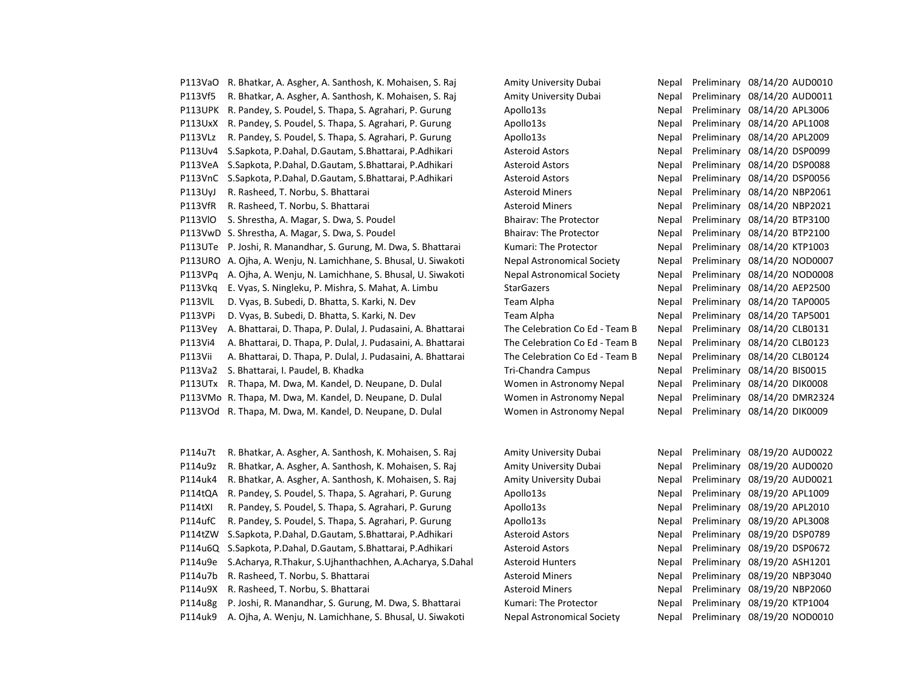| | | | | | | |
|---|---|---|---|---|---|---|
| P113VaO | R. Bhatkar, A. Asgher, A. Santhosh, K. Mohaisen, S. Raj | Amity University Dubai | Nepal | Preliminary | 08/14/20 | AUD0010 |
| P113Vf5 | R. Bhatkar, A. Asgher, A. Santhosh, K. Mohaisen, S. Raj | Amity University Dubai | Nepal | Preliminary | 08/14/20 | AUD0011 |
| P113UPK | R. Pandey, S. Poudel, S. Thapa, S. Agrahari, P. Gurung | Apollo13s | Nepal | Preliminary | 08/14/20 | APL3006 |
| P113UxX | R. Pandey, S. Poudel, S. Thapa, S. Agrahari, P. Gurung | Apollo13s | Nepal | Preliminary | 08/14/20 | APL1008 |
| P113VLz | R. Pandey, S. Poudel, S. Thapa, S. Agrahari, P. Gurung | Apollo13s | Nepal | Preliminary | 08/14/20 | APL2009 |
| P113Uv4 | S.Sapkota, P.Dahal, D.Gautam, S.Bhattarai, P.Adhikari | Asteroid Astors | Nepal | Preliminary | 08/14/20 | DSP0099 |
| P113VeA | S.Sapkota, P.Dahal, D.Gautam, S.Bhattarai, P.Adhikari | Asteroid Astors | Nepal | Preliminary | 08/14/20 | DSP0088 |
| P113VnC | S.Sapkota, P.Dahal, D.Gautam, S.Bhattarai, P.Adhikari | Asteroid Astors | Nepal | Preliminary | 08/14/20 | DSP0056 |
| P113UyJ | R. Rasheed, T. Norbu, S. Bhattarai | Asteroid Miners | Nepal | Preliminary | 08/14/20 | NBP2061 |
| P113VfR | R. Rasheed, T. Norbu, S. Bhattarai | Asteroid Miners | Nepal | Preliminary | 08/14/20 | NBP2021 |
| P113VlO | S. Shrestha, A. Magar, S. Dwa, S. Poudel | Bhairav: The Protector | Nepal | Preliminary | 08/14/20 | BTP3100 |
| P113VwD | S. Shrestha, A. Magar, S. Dwa, S. Poudel | Bhairav: The Protector | Nepal | Preliminary | 08/14/20 | BTP2100 |
| P113UTe | P. Joshi, R. Manandhar, S. Gurung, M. Dwa, S. Bhattarai | Kumari: The Protector | Nepal | Preliminary | 08/14/20 | KTP1003 |
| P113URO | A. Ojha, A. Wenju, N. Lamichhane, S. Bhusal, U. Siwakoti | Nepal Astronomical Society | Nepal | Preliminary | 08/14/20 | NOD0007 |
| P113VPq | A. Ojha, A. Wenju, N. Lamichhane, S. Bhusal, U. Siwakoti | Nepal Astronomical Society | Nepal | Preliminary | 08/14/20 | NOD0008 |
| P113Vkq | E. Vyas, S. Ningleku, P. Mishra, S. Mahat, A. Limbu | StarGazers | Nepal | Preliminary | 08/14/20 | AEP2500 |
| P113VlL | D. Vyas, B. Subedi, D. Bhatta, S. Karki, N. Dev | Team Alpha | Nepal | Preliminary | 08/14/20 | TAP0005 |
| P113VPi | D. Vyas, B. Subedi, D. Bhatta, S. Karki, N. Dev | Team Alpha | Nepal | Preliminary | 08/14/20 | TAP5001 |
| P113Vey | A. Bhattarai, D. Thapa, P. Dulal, J. Pudasaini, A. Bhattarai | The Celebration Co Ed - Team B | Nepal | Preliminary | 08/14/20 | CLB0131 |
| P113Vi4 | A. Bhattarai, D. Thapa, P. Dulal, J. Pudasaini, A. Bhattarai | The Celebration Co Ed - Team B | Nepal | Preliminary | 08/14/20 | CLB0123 |
| P113Vii | A. Bhattarai, D. Thapa, P. Dulal, J. Pudasaini, A. Bhattarai | The Celebration Co Ed - Team B | Nepal | Preliminary | 08/14/20 | CLB0124 |
| P113Va2 | S. Bhattarai, I. Paudel, B. Khadka | Tri-Chandra Campus | Nepal | Preliminary | 08/14/20 | BIS0015 |
| P113UTx | R. Thapa, M. Dwa, M. Kandel, D. Neupane, D. Dulal | Women in Astronomy Nepal | Nepal | Preliminary | 08/14/20 | DIK0008 |
| P113VMo | R. Thapa, M. Dwa, M. Kandel, D. Neupane, D. Dulal | Women in Astronomy Nepal | Nepal | Preliminary | 08/14/20 | DMR2324 |
| P113VOd | R. Thapa, M. Dwa, M. Kandel, D. Neupane, D. Dulal | Women in Astronomy Nepal | Nepal | Preliminary | 08/14/20 | DIK0009 |

| | | | | | | |
|---|---|---|---|---|---|---|
| P114u7t | R. Bhatkar, A. Asgher, A. Santhosh, K. Mohaisen, S. Raj | Amity University Dubai | Nepal | Preliminary | 08/19/20 | AUD0022 |
| P114u9z | R. Bhatkar, A. Asgher, A. Santhosh, K. Mohaisen, S. Raj | Amity University Dubai | Nepal | Preliminary | 08/19/20 | AUD0020 |
| P114uk4 | R. Bhatkar, A. Asgher, A. Santhosh, K. Mohaisen, S. Raj | Amity University Dubai | Nepal | Preliminary | 08/19/20 | AUD0021 |
| P114tQA | R. Pandey, S. Poudel, S. Thapa, S. Agrahari, P. Gurung | Apollo13s | Nepal | Preliminary | 08/19/20 | APL1009 |
| P114tXI | R. Pandey, S. Poudel, S. Thapa, S. Agrahari, P. Gurung | Apollo13s | Nepal | Preliminary | 08/19/20 | APL2010 |
| P114ufC | R. Pandey, S. Poudel, S. Thapa, S. Agrahari, P. Gurung | Apollo13s | Nepal | Preliminary | 08/19/20 | APL3008 |
| P114tZW | S.Sapkota, P.Dahal, D.Gautam, S.Bhattarai, P.Adhikari | Asteroid Astors | Nepal | Preliminary | 08/19/20 | DSP0789 |
| P114u6Q | S.Sapkota, P.Dahal, D.Gautam, S.Bhattarai, P.Adhikari | Asteroid Astors | Nepal | Preliminary | 08/19/20 | DSP0672 |
| P114u9e | S.Acharya, R.Thakur, S.Ujhanthachhen, A.Acharya, S.Dahal | Asteroid Hunters | Nepal | Preliminary | 08/19/20 | ASH1201 |
| P114u7b | R. Rasheed, T. Norbu, S. Bhattarai | Asteroid Miners | Nepal | Preliminary | 08/19/20 | NBP3040 |
| P114u9X | R. Rasheed, T. Norbu, S. Bhattarai | Asteroid Miners | Nepal | Preliminary | 08/19/20 | NBP2060 |
| P114u8g | P. Joshi, R. Manandhar, S. Gurung, M. Dwa, S. Bhattarai | Kumari: The Protector | Nepal | Preliminary | 08/19/20 | KTP1004 |
| P114uk9 | A. Ojha, A. Wenju, N. Lamichhane, S. Bhusal, U. Siwakoti | Nepal Astronomical Society | Nepal | Preliminary | 08/19/20 | NOD0010 |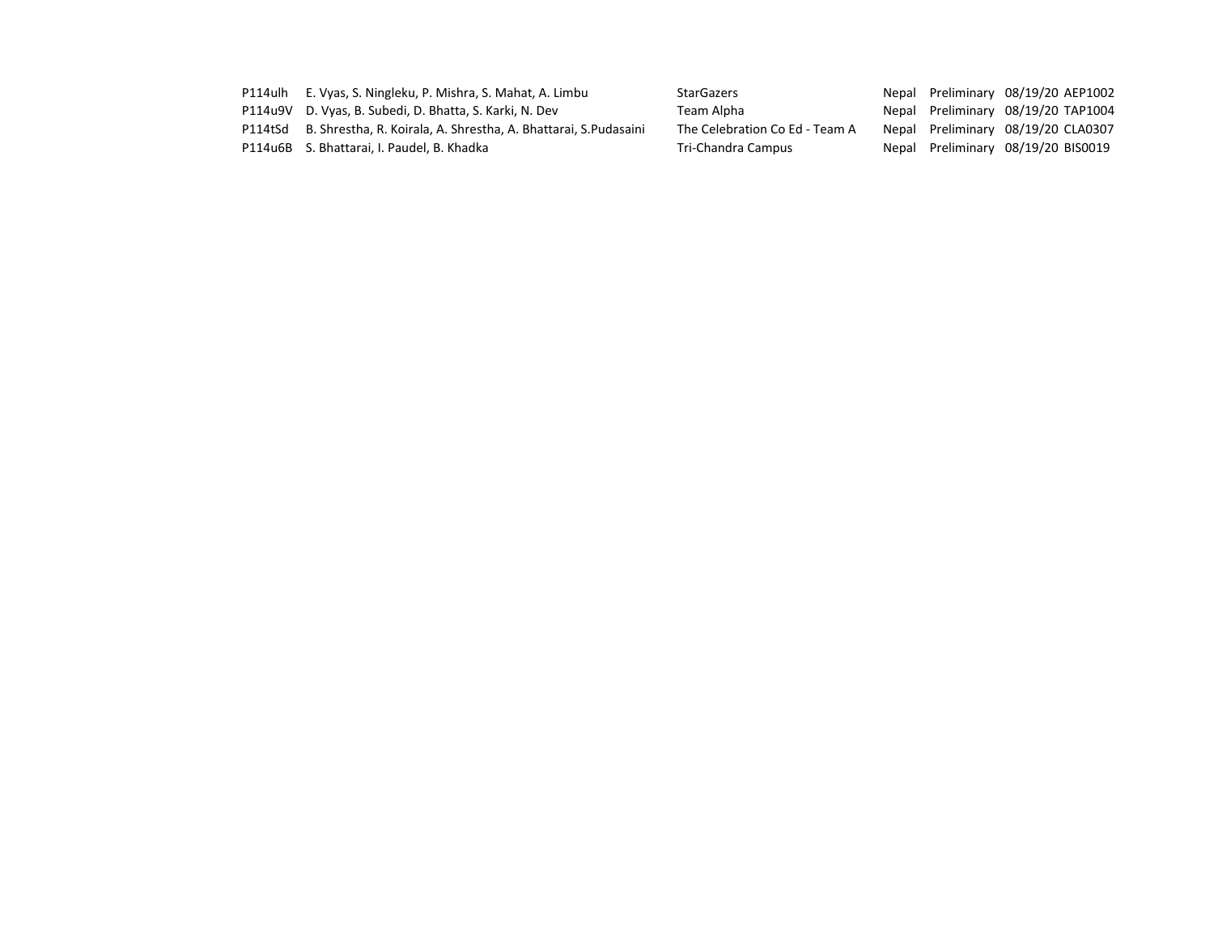| | | | | | | |
|---|---|---|---|---|---|---|
| P114ulh | E. Vyas, S. Ningleku, P. Mishra, S. Mahat, A. Limbu | StarGazers | Nepal | Preliminary | 08/19/20 | AEP1002 |
| P114u9V | D. Vyas, B. Subedi, D. Bhatta, S. Karki, N. Dev | Team Alpha | Nepal | Preliminary | 08/19/20 | TAP1004 |
| P114tSd | B. Shrestha, R. Koirala, A. Shrestha, A. Bhattarai, S.Pudasaini | The Celebration Co Ed - Team A | Nepal | Preliminary | 08/19/20 | CLA0307 |
| P114u6B | S. Bhattarai, I. Paudel, B. Khadka | Tri-Chandra Campus | Nepal | Preliminary | 08/19/20 | BIS0019 |